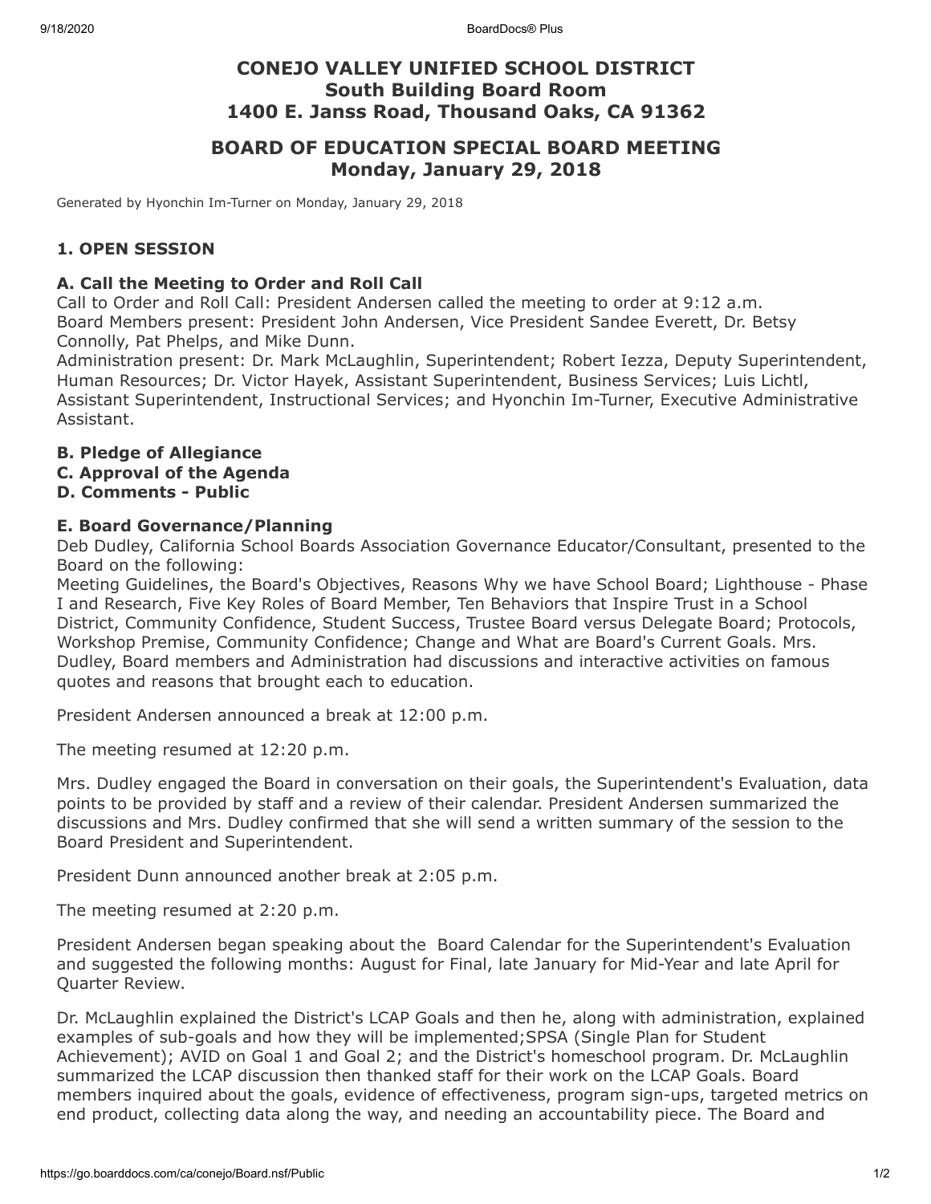# CONEJO VALLEY UNIFIED SCHOOL DISTRICT
## South Building Board Room
## 1400 E. Janss Road, Thousand Oaks, CA 91362

## BOARD OF EDUCATION SPECIAL BOARD MEETING
## Monday, January 29, 2018

Generated by Hyonchin Im-Turner on Monday, January 29, 2018

### 1. OPEN SESSION

#### A. Call the Meeting to Order and Roll Call

Call to Order and Roll Call: President Andersen called the meeting to order at 9:12 a.m.
Board Members present: President John Andersen, Vice President Sandee Everett, Dr. Betsy Connolly, Pat Phelps, and Mike Dunn.
Administration present: Dr. Mark McLaughlin, Superintendent; Robert Iezza, Deputy Superintendent, Human Resources; Dr. Victor Hayek, Assistant Superintendent, Business Services; Luis Lichtl, Assistant Superintendent, Instructional Services; and Hyonchin Im-Turner, Executive Administrative Assistant.

#### B. Pledge of Allegiance
#### C. Approval of the Agenda
#### D. Comments - Public

#### E. Board Governance/Planning

Deb Dudley, California School Boards Association Governance Educator/Consultant, presented to the Board on the following:
Meeting Guidelines, the Board's Objectives, Reasons Why we have School Board; Lighthouse - Phase I and Research, Five Key Roles of Board Member, Ten Behaviors that Inspire Trust in a School District, Community Confidence, Student Success, Trustee Board versus Delegate Board; Protocols, Workshop Premise, Community Confidence; Change and What are Board's Current Goals. Mrs. Dudley, Board members and Administration had discussions and interactive activities on famous quotes and reasons that brought each to education.

President Andersen announced a break at 12:00 p.m.

The meeting resumed at 12:20 p.m.

Mrs. Dudley engaged the Board in conversation on their goals, the Superintendent's Evaluation, data points to be provided by staff and a review of their calendar. President Andersen summarized the discussions and Mrs. Dudley confirmed that she will send a written summary of the session to the Board President and Superintendent.

President Dunn announced another break at 2:05 p.m.

The meeting resumed at 2:20 p.m.

President Andersen began speaking about the Board Calendar for the Superintendent's Evaluation and suggested the following months: August for Final, late January for Mid-Year and late April for Quarter Review.

Dr. McLaughlin explained the District's LCAP Goals and then he, along with administration, explained examples of sub-goals and how they will be implemented;SPSA (Single Plan for Student Achievement); AVID on Goal 1 and Goal 2; and the District's homeschool program. Dr. McLaughlin summarized the LCAP discussion then thanked staff for their work on the LCAP Goals. Board members inquired about the goals, evidence of effectiveness, program sign-ups, targeted metrics on end product, collecting data along the way, and needing an accountability piece. The Board and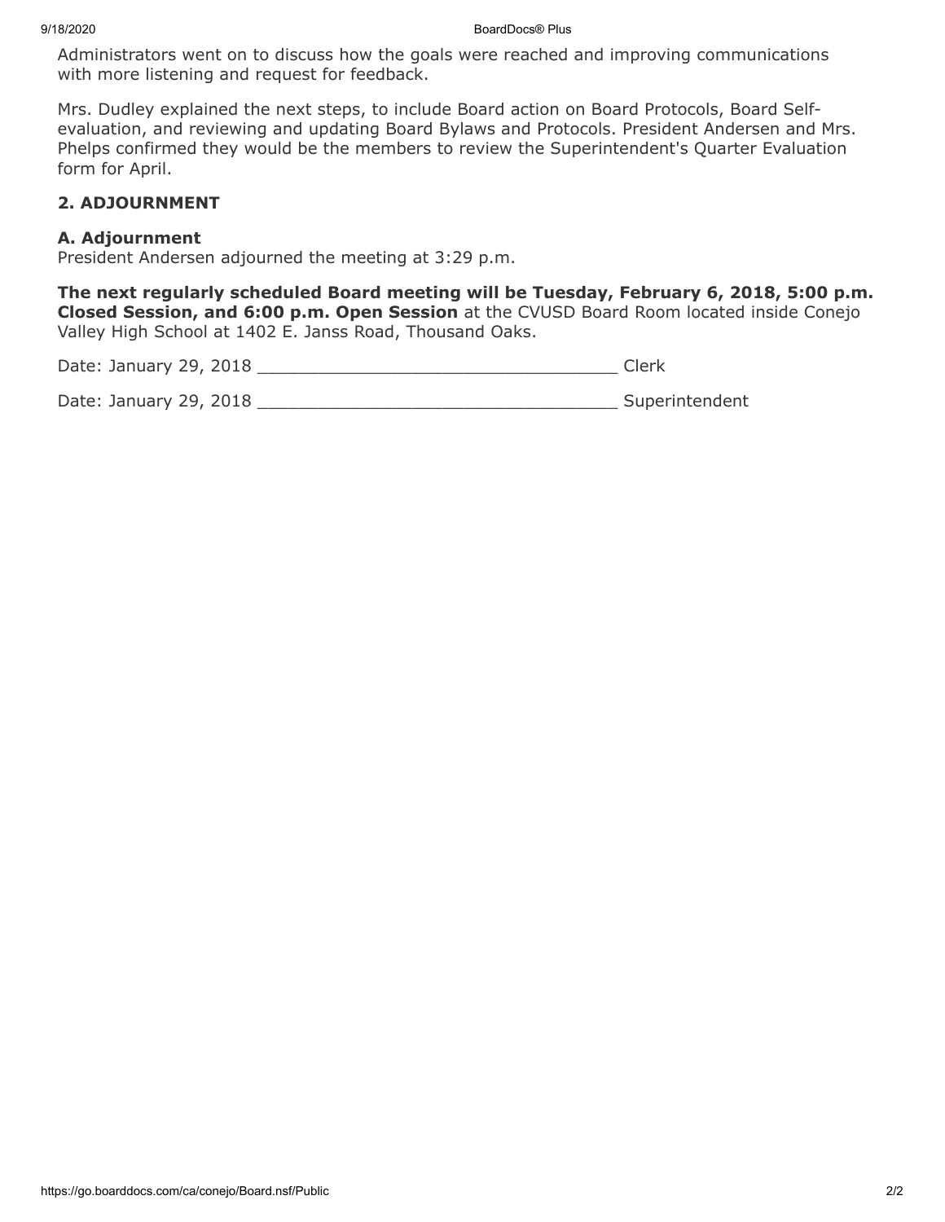Administrators went on to discuss how the goals were reached and improving communications with more listening and request for feedback.

Mrs. Dudley explained the next steps, to include Board action on Board Protocols, Board Self-evaluation, and reviewing and updating Board Bylaws and Protocols. President Andersen and Mrs. Phelps confirmed they would be the members to review the Superintendent's Quarter Evaluation form for April.

### 2. ADJOURNMENT

#### A. Adjournment

President Andersen adjourned the meeting at 3:29 p.m.

**The next regularly scheduled Board meeting will be Tuesday, February 6, 2018, 5:00 p.m. Closed Session, and 6:00 p.m. Open Session** at the CVUSD Board Room located inside Conejo Valley High School at 1402 E. Janss Road, Thousand Oaks.

Date: January 29, 2018 ___________________________________ Clerk

Date: January 29, 2018 ___________________________________ Superintendent